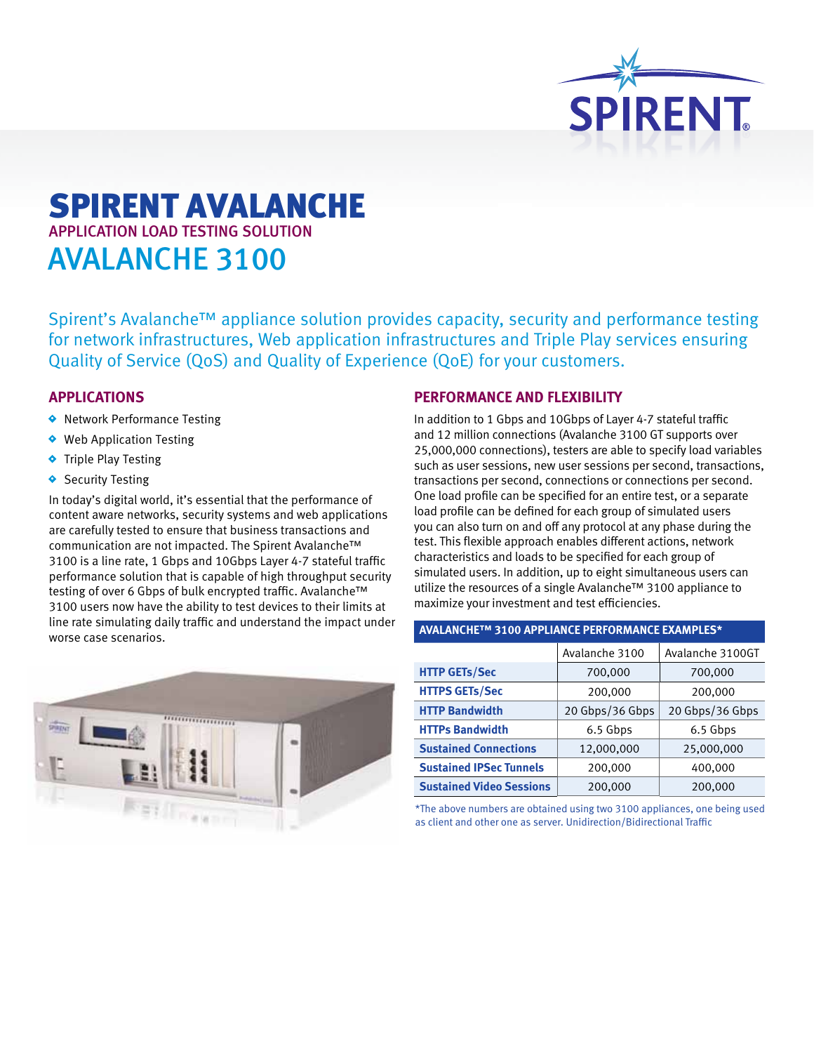# SPIRENT AVALANCHE

## APPLICATION LOAD TESTING SOLUTION

# AVALANCHE 3100

Spirent's Avalanche™ appliance solution provides capacity, security and performance testing for network infrastructures, Web application infrastructures and Triple Play services ensuring Quality of Service (QoS) and Quality of Experience (QoE) for your customers.

## APPLICATIONS

- Network Performance Testing
- Web Application Testing
- Triple Play Testing
- Security Testing

In today's digital world, it's essential that the performance of content aware networks, security systems and web applications are carefully tested to ensure that business transactions and communication are not impacted. The Spirent Avalanche™ 3100 is a line rate, 1 Gbps and 10Gbps Layer 4-7 stateful traffic performance solution that is capable of high throughput security testing of over 6 Gbps of bulk encrypted traffic. Avalanche™ 3100 users now have the ability to test devices to their limits at line rate simulating daily traffic and understand the impact under worse case scenarios.

## PERFORMANCE AND FLEXIBILITY

In addition to 1 Gbps and 10Gbps of Layer 4-7 stateful traffic and 12 million connections (Avalanche 3100 GT supports over 25,000,000 connections), testers are able to specify load variables such as user sessions, new user sessions per second, transactions, transactions per second, connections or connections per second. One load profile can be specified for an entire test, or a separate load profile can be defined for each group of simulated users you can also turn on and off any protocol at any phase during the test. This flexible approach enables different actions, network characteristics and loads to be specified for each group of simulated users. In addition, up to eight simultaneous users can utilize the resources of a single Avalanche™ 3100 appliance to maximize your investment and test efficiencies.

**AVALANCHE™ 3100 APPLIANCE PERFORMANCE EXAMPLES***

| | Avalanche 3100 | Avalanche 3100GT |
|---|---|---|
| **HTTP GETs/Sec** | 700,000 | 700,000 |
| **HTTPS GETs/Sec** | 200,000 | 200,000 |
| **HTTP Bandwidth** | 20 Gbps/36 Gbps | 20 Gbps/36 Gbps |
| **HTTPs Bandwidth** | 6.5 Gbps | 6.5 Gbps |
| **Sustained Connections** | 12,000,000 | 25,000,000 |
| **Sustained IPSec Tunnels** | 200,000 | 400,000 |
| **Sustained Video Sessions** | 200,000 | 200,000 |

*The above numbers are obtained using two 3100 appliances, one being used as client and other one as server. Unidirection/Bidirectional Traffic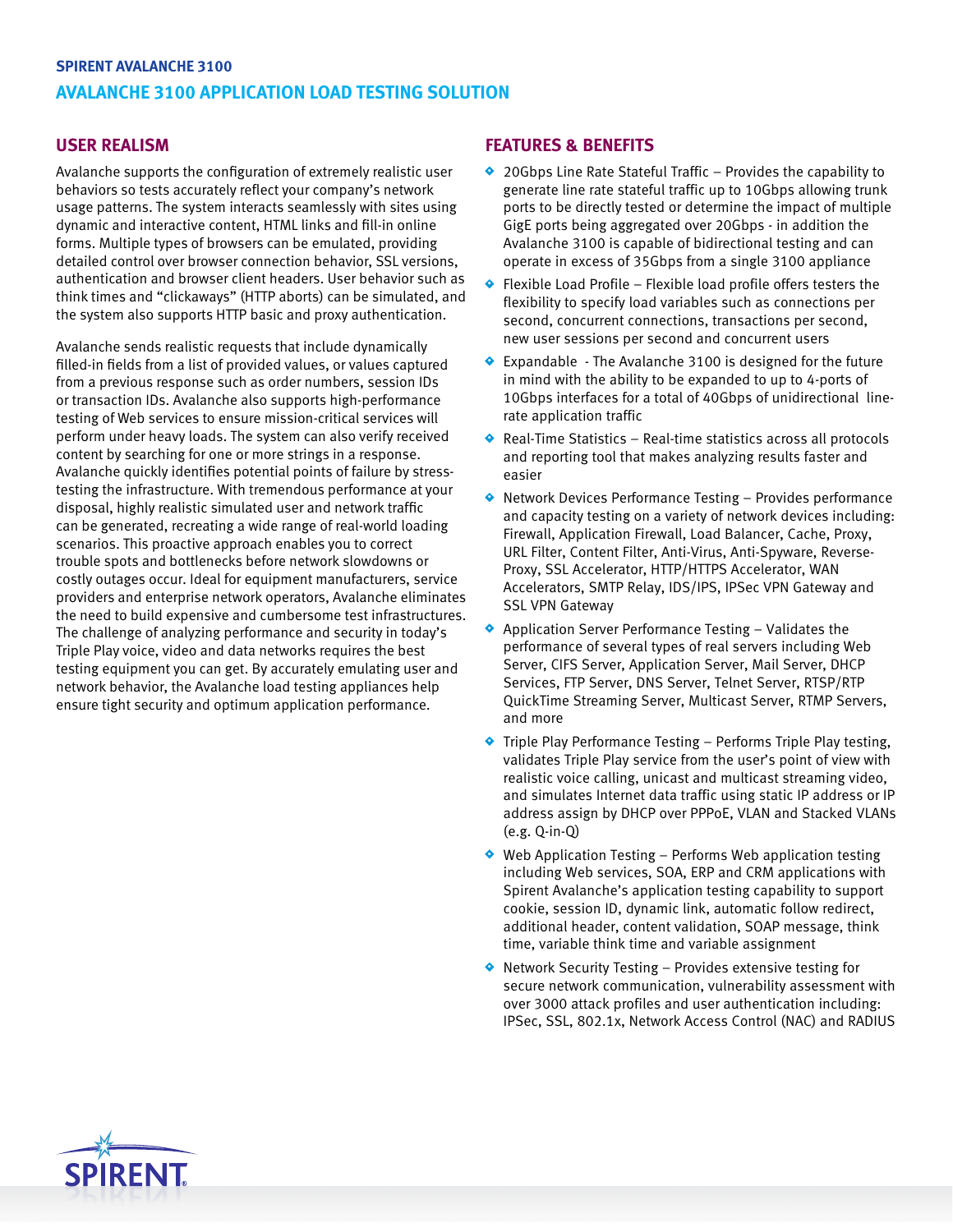SPIRENT AVALANCHE 3100

# AVALANCHE 3100 APPLICATION LOAD TESTING SOLUTION

## USER REALISM

Avalanche supports the configuration of extremely realistic user behaviors so tests accurately reflect your company's network usage patterns. The system interacts seamlessly with sites using dynamic and interactive content, HTML links and fill-in online forms. Multiple types of browsers can be emulated, providing detailed control over browser connection behavior, SSL versions, authentication and browser client headers. User behavior such as think times and "clickaways" (HTTP aborts) can be simulated, and the system also supports HTTP basic and proxy authentication.

Avalanche sends realistic requests that include dynamically filled-in fields from a list of provided values, or values captured from a previous response such as order numbers, session IDs or transaction IDs. Avalanche also supports high-performance testing of Web services to ensure mission-critical services will perform under heavy loads. The system can also verify received content by searching for one or more strings in a response. Avalanche quickly identifies potential points of failure by stress-testing the infrastructure. With tremendous performance at your disposal, highly realistic simulated user and network traffic can be generated, recreating a wide range of real-world loading scenarios. This proactive approach enables you to correct trouble spots and bottlenecks before network slowdowns or costly outages occur. Ideal for equipment manufacturers, service providers and enterprise network operators, Avalanche eliminates the need to build expensive and cumbersome test infrastructures. The challenge of analyzing performance and security in today's Triple Play voice, video and data networks requires the best testing equipment you can get. By accurately emulating user and network behavior, the Avalanche load testing appliances help ensure tight security and optimum application performance.

## FEATURES & BENEFITS

- 20Gbps Line Rate Stateful Traffic – Provides the capability to generate line rate stateful traffic up to 10Gbps allowing trunk ports to be directly tested or determine the impact of multiple GigE ports being aggregated over 20Gbps - in addition the Avalanche 3100 is capable of bidirectional testing and can operate in excess of 35Gbps from a single 3100 appliance
- Flexible Load Profile – Flexible load profile offers testers the flexibility to specify load variables such as connections per second, concurrent connections, transactions per second, new user sessions per second and concurrent users
- Expandable - The Avalanche 3100 is designed for the future in mind with the ability to be expanded to up to 4-ports of 10Gbps interfaces for a total of 40Gbps of unidirectional line-rate application traffic
- Real-Time Statistics – Real-time statistics across all protocols and reporting tool that makes analyzing results faster and easier
- Network Devices Performance Testing – Provides performance and capacity testing on a variety of network devices including: Firewall, Application Firewall, Load Balancer, Cache, Proxy, URL Filter, Content Filter, Anti-Virus, Anti-Spyware, Reverse-Proxy, SSL Accelerator, HTTP/HTTPS Accelerator, WAN Accelerators, SMTP Relay, IDS/IPS, IPSec VPN Gateway and SSL VPN Gateway
- Application Server Performance Testing – Validates the performance of several types of real servers including Web Server, CIFS Server, Application Server, Mail Server, DHCP Services, FTP Server, DNS Server, Telnet Server, RTSP/RTP QuickTime Streaming Server, Multicast Server, RTMP Servers, and more
- Triple Play Performance Testing – Performs Triple Play testing, validates Triple Play service from the user's point of view with realistic voice calling, unicast and multicast streaming video, and simulates Internet data traffic using static IP address or IP address assign by DHCP over PPPoE, VLAN and Stacked VLANs (e.g. Q-in-Q)
- Web Application Testing – Performs Web application testing including Web services, SOA, ERP and CRM applications with Spirent Avalanche's application testing capability to support cookie, session ID, dynamic link, automatic follow redirect, additional header, content validation, SOAP message, think time, variable think time and variable assignment
- Network Security Testing – Provides extensive testing for secure network communication, vulnerability assessment with over 3000 attack profiles and user authentication including: IPSec, SSL, 802.1x, Network Access Control (NAC) and RADIUS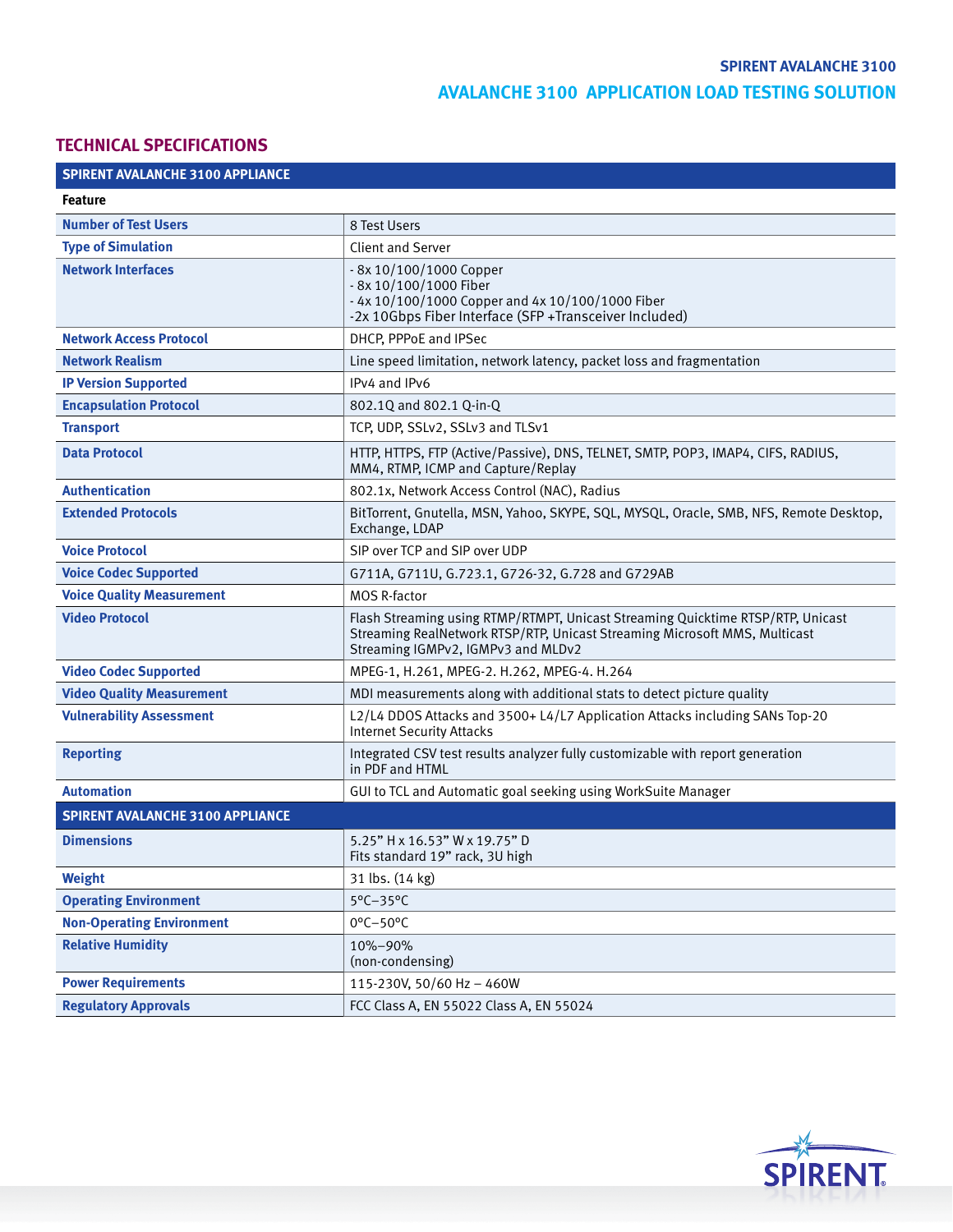## TECHNICAL SPECIFICATIONS

| SPIRENT AVALANCHE 3100 APPLIANCE | |
|---|---|
| **Feature** | |
| **Number of Test Users** | 8 Test Users |
| **Type of Simulation** | Client and Server |
| **Network Interfaces** | - 8x 10/100/1000 Copper<br>- 8x 10/100/1000 Fiber<br>- 4x 10/100/1000 Copper and 4x 10/100/1000 Fiber<br>-2x 10Gbps Fiber Interface (SFP +Transceiver Included) |
| **Network Access Protocol** | DHCP, PPPoE and IPSec |
| **Network Realism** | Line speed limitation, network latency, packet loss and fragmentation |
| **IP Version Supported** | IPv4 and IPv6 |
| **Encapsulation Protocol** | 802.1Q and 802.1 Q-in-Q |
| **Transport** | TCP, UDP, SSLv2, SSLv3 and TLSv1 |
| **Data Protocol** | HTTP, HTTPS, FTP (Active/Passive), DNS, TELNET, SMTP, POP3, IMAP4, CIFS, RADIUS, MM4, RTMP, ICMP and Capture/Replay |
| **Authentication** | 802.1x, Network Access Control (NAC), Radius |
| **Extended Protocols** | BitTorrent, Gnutella, MSN, Yahoo, SKYPE, SQL, MYSQL, Oracle, SMB, NFS, Remote Desktop, Exchange, LDAP |
| **Voice Protocol** | SIP over TCP and SIP over UDP |
| **Voice Codec Supported** | G711A, G711U, G.723.1, G726-32, G.728 and G729AB |
| **Voice Quality Measurement** | MOS R-factor |
| **Video Protocol** | Flash Streaming using RTMP/RTMPT, Unicast Streaming Quicktime RTSP/RTP, Unicast Streaming RealNetwork RTSP/RTP, Unicast Streaming Microsoft MMS, Multicast Streaming IGMPv2, IGMPv3 and MLDv2 |
| **Video Codec Supported** | MPEG-1, H.261, MPEG-2. H.262, MPEG-4. H.264 |
| **Video Quality Measurement** | MDI measurements along with additional stats to detect picture quality |
| **Vulnerability Assessment** | L2/L4 DDOS Attacks and 3500+ L4/L7 Application Attacks including SANs Top-20 Internet Security Attacks |
| **Reporting** | Integrated CSV test results analyzer fully customizable with report generation in PDF and HTML |
| **Automation** | GUI to TCL and Automatic goal seeking using WorkSuite Manager |
| **SPIRENT AVALANCHE 3100 APPLIANCE** | |
| **Dimensions** | 5.25" H x 16.53" W x 19.75" D<br>Fits standard 19" rack, 3U high |
| **Weight** | 31 lbs. (14 kg) |
| **Operating Environment** | 5°C–35°C |
| **Non-Operating Environment** | 0°C–50°C |
| **Relative Humidity** | 10%–90%<br>(non-condensing) |
| **Power Requirements** | 115-230V, 50/60 Hz – 460W |
| **Regulatory Approvals** | FCC Class A, EN 55022 Class A, EN 55024 |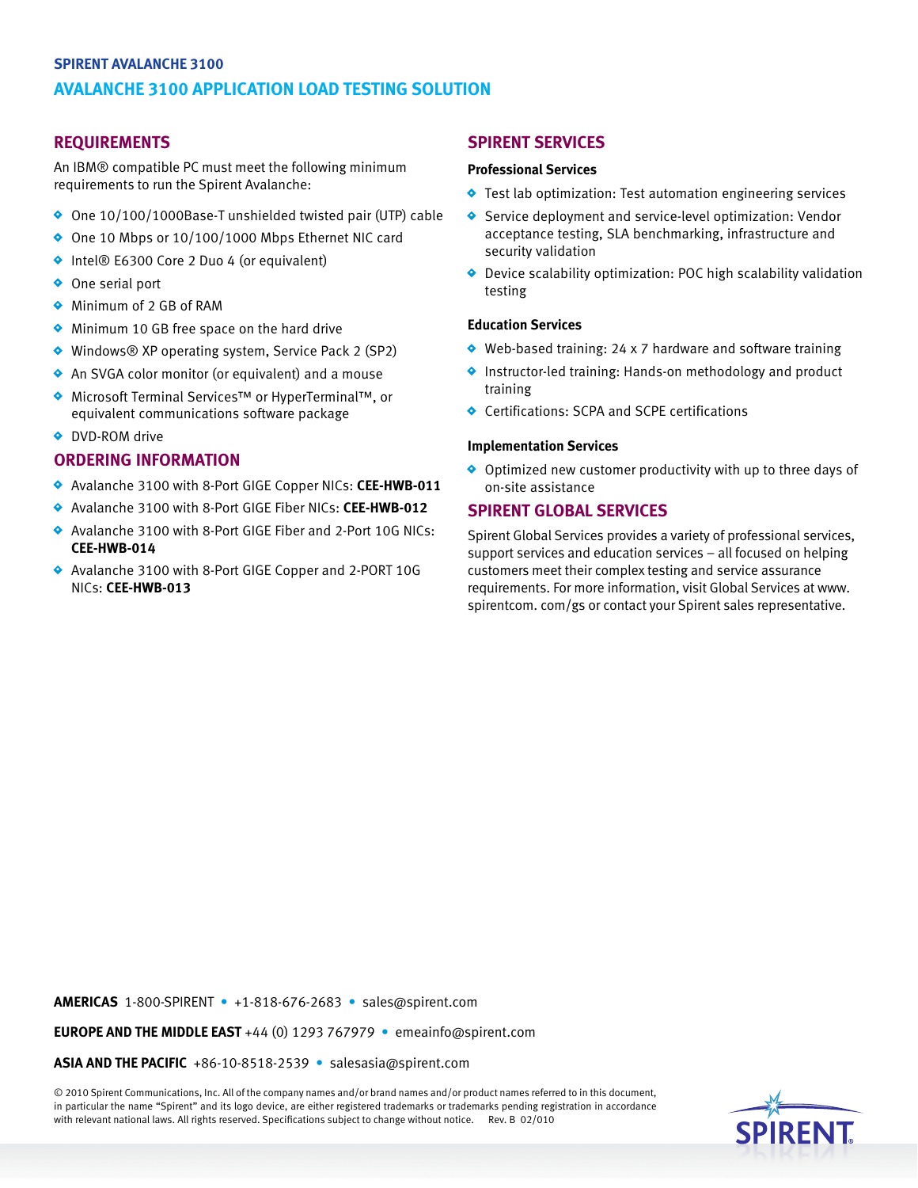## AVALANCHE 3100 APPLICATION LOAD TESTING SOLUTION

### REQUIREMENTS

An IBM® compatible PC must meet the following minimum requirements to run the Spirent Avalanche:

- One 10/100/1000Base-T unshielded twisted pair (UTP) cable
- One 10 Mbps or 10/100/1000 Mbps Ethernet NIC card
- Intel® E6300 Core 2 Duo 4 (or equivalent)
- One serial port
- Minimum of 2 GB of RAM
- Minimum 10 GB free space on the hard drive
- Windows® XP operating system, Service Pack 2 (SP2)
- An SVGA color monitor (or equivalent) and a mouse
- Microsoft Terminal Services™ or HyperTerminal™, or equivalent communications software package
- DVD-ROM drive

### ORDERING INFORMATION

- Avalanche 3100 with 8-Port GIGE Copper NICs: **CEE-HWB-011**
- Avalanche 3100 with 8-Port GIGE Fiber NICs: **CEE-HWB-012**
- Avalanche 3100 with 8-Port GIGE Fiber and 2-Port 10G NICs: **CEE-HWB-014**
- Avalanche 3100 with 8-Port GIGE Copper and 2-PORT 10G NICs: **CEE-HWB-013**

### SPIRENT SERVICES

**Professional Services**

- Test lab optimization: Test automation engineering services
- Service deployment and service-level optimization: Vendor acceptance testing, SLA benchmarking, infrastructure and security validation
- Device scalability optimization: POC high scalability validation testing

**Education Services**

- Web-based training: 24 x 7 hardware and software training
- Instructor-led training: Hands-on methodology and product training
- Certifications: SCPA and SCPE certifications

**Implementation Services**

- Optimized new customer productivity with up to three days of on-site assistance

### SPIRENT GLOBAL SERVICES

Spirent Global Services provides a variety of professional services, support services and education services – all focused on helping customers meet their complex testing and service assurance requirements. For more information, visit Global Services at www.spirentcom. com/gs or contact your Spirent sales representative.

**AMERICAS** 1-800-SPIRENT • +1-818-676-2683 • sales@spirent.com

**EUROPE AND THE MIDDLE EAST** +44 (0) 1293 767979 • emeainfo@spirent.com

**ASIA AND THE PACIFIC** +86-10-8518-2539 • salesasia@spirent.com

© 2010 Spirent Communications, Inc. All of the company names and/or brand names and/or product names referred to in this document, in particular the name "Spirent" and its logo device, are either registered trademarks or trademarks pending registration in accordance with relevant national laws. All rights reserved. Specifications subject to change without notice. Rev. B 02/010